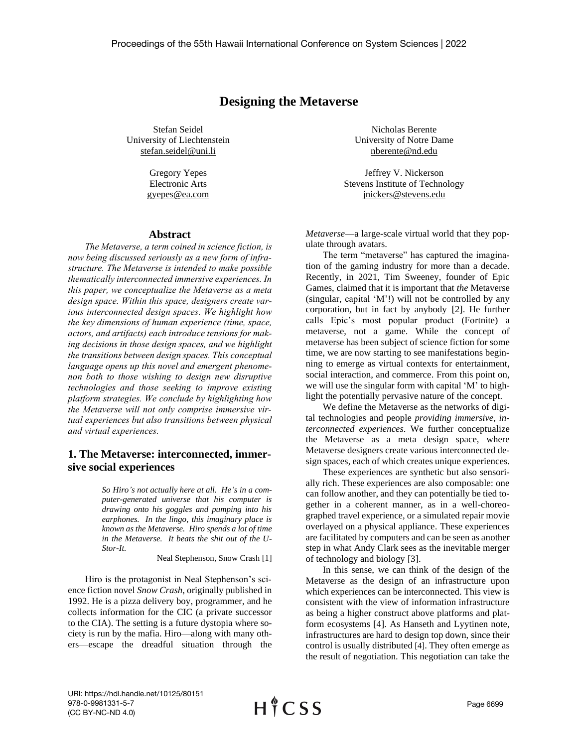# Designing the Metaverse

Stefan Seidel
University of Liechtenstein
stefan.seidel@uni.li

Nicholas Berente
University of Notre Dame
nberente@nd.edu

Gregory Yepes
Electronic Arts
gyepes@ea.com

Jeffrey V. Nickerson
Stevens Institute of Technology
jnickers@stevens.edu

## Abstract

*The Metaverse, a term coined in science fiction, is now being discussed seriously as a new form of infrastructure. The Metaverse is intended to make possible thematically interconnected immersive experiences. In this paper, we conceptualize the Metaverse as a meta design space. Within this space, designers create various interconnected design spaces. We highlight how the key dimensions of human experience (time, space, actors, and artifacts) each introduce tensions for making decisions in those design spaces, and we highlight the transitions between design spaces. This conceptual language opens up this novel and emergent phenomenon both to those wishing to design new disruptive technologies and those seeking to improve existing platform strategies. We conclude by highlighting how the Metaverse will not only comprise immersive virtual experiences but also transitions between physical and virtual experiences.*

## 1. The Metaverse: interconnected, immersive social experiences

> *So Hiro's not actually here at all. He's in a computer-generated universe that his computer is drawing onto his goggles and pumping into his earphones. In the lingo, this imaginary place is known as the Metaverse. Hiro spends a lot of time in the Metaverse. It beats the shit out of the U-Stor-It.*
>
> Neal Stephenson, Snow Crash [1]

Hiro is the protagonist in Neal Stephenson's science fiction novel *Snow Crash*, originally published in 1992. He is a pizza delivery boy, programmer, and he collects information for the CIC (a private successor to the CIA). The setting is a future dystopia where society is run by the mafia. Hiro—along with many others—escape the dreadful situation through the *Metaverse*—a large-scale virtual world that they populate through avatars.

The term "metaverse" has captured the imagination of the gaming industry for more than a decade. Recently, in 2021, Tim Sweeney, founder of Epic Games, claimed that it is important that *the* Metaverse (singular, capital 'M'!) will not be controlled by any corporation, but in fact by anybody [2]. He further calls Epic's most popular product (Fortnite) a metaverse, not a game. While the concept of metaverse has been subject of science fiction for some time, we are now starting to see manifestations beginning to emerge as virtual contexts for entertainment, social interaction, and commerce. From this point on, we will use the singular form with capital 'M' to highlight the potentially pervasive nature of the concept.

We define the Metaverse as the networks of digital technologies and people *providing immersive, interconnected experiences*. We further conceptualize the Metaverse as a meta design space, where Metaverse designers create various interconnected design spaces, each of which creates unique experiences.

These experiences are synthetic but also sensorially rich. These experiences are also composable: one can follow another, and they can potentially be tied together in a coherent manner, as in a well-choreographed travel experience, or a simulated repair movie overlayed on a physical appliance. These experiences are facilitated by computers and can be seen as another step in what Andy Clark sees as the inevitable merger of technology and biology [3].

In this sense, we can think of the design of the Metaverse as the design of an infrastructure upon which experiences can be interconnected. This view is consistent with the view of information infrastructure as being a higher construct above platforms and platform ecosystems [4]. As Hanseth and Lyytinen note, infrastructures are hard to design top down, since their control is usually distributed [4]. They often emerge as the result of negotiation. This negotiation can take the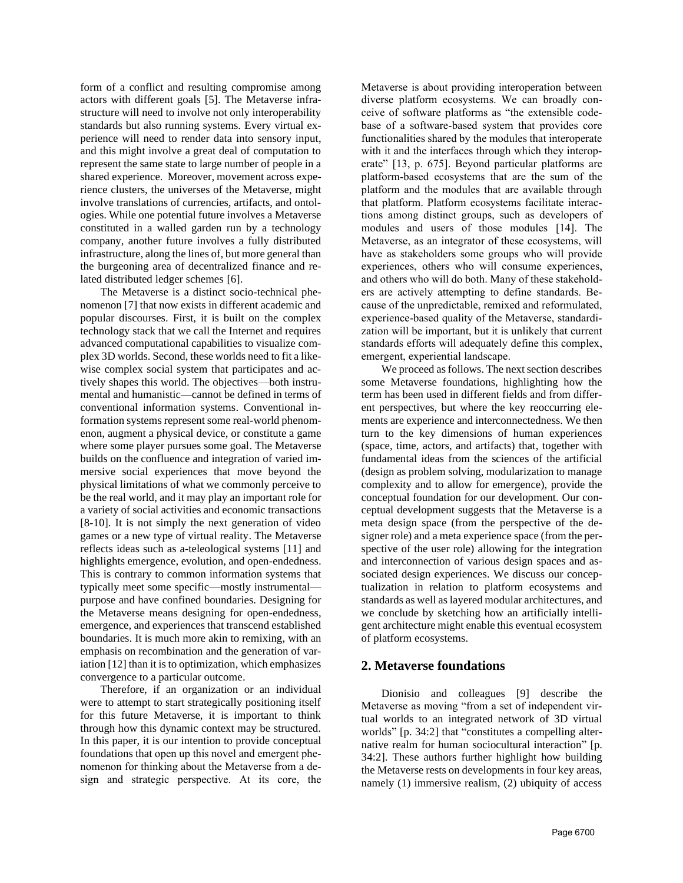form of a conflict and resulting compromise among actors with different goals [5]. The Metaverse infrastructure will need to involve not only interoperability standards but also running systems. Every virtual experience will need to render data into sensory input, and this might involve a great deal of computation to represent the same state to large number of people in a shared experience. Moreover, movement across experience clusters, the universes of the Metaverse, might involve translations of currencies, artifacts, and ontologies. While one potential future involves a Metaverse constituted in a walled garden run by a technology company, another future involves a fully distributed infrastructure, along the lines of, but more general than the burgeoning area of decentralized finance and related distributed ledger schemes [6].

The Metaverse is a distinct socio-technical phenomenon [7] that now exists in different academic and popular discourses. First, it is built on the complex technology stack that we call the Internet and requires advanced computational capabilities to visualize complex 3D worlds. Second, these worlds need to fit a likewise complex social system that participates and actively shapes this world. The objectives—both instrumental and humanistic—cannot be defined in terms of conventional information systems. Conventional information systems represent some real-world phenomenon, augment a physical device, or constitute a game where some player pursues some goal. The Metaverse builds on the confluence and integration of varied immersive social experiences that move beyond the physical limitations of what we commonly perceive to be the real world, and it may play an important role for a variety of social activities and economic transactions [8-10]. It is not simply the next generation of video games or a new type of virtual reality. The Metaverse reflects ideas such as a-teleological systems [11] and highlights emergence, evolution, and open-endedness. This is contrary to common information systems that typically meet some specific—mostly instrumental—purpose and have confined boundaries. Designing for the Metaverse means designing for open-endedness, emergence, and experiences that transcend established boundaries. It is much more akin to remixing, with an emphasis on recombination and the generation of variation [12] than it is to optimization, which emphasizes convergence to a particular outcome.

Therefore, if an organization or an individual were to attempt to start strategically positioning itself for this future Metaverse, it is important to think through how this dynamic context may be structured. In this paper, it is our intention to provide conceptual foundations that open up this novel and emergent phenomenon for thinking about the Metaverse from a design and strategic perspective. At its core, the Metaverse is about providing interoperation between diverse platform ecosystems. We can broadly conceive of software platforms as "the extensible codebase of a software-based system that provides core functionalities shared by the modules that interoperate with it and the interfaces through which they interoperate" [13, p. 675]. Beyond particular platforms are platform-based ecosystems that are the sum of the platform and the modules that are available through that platform. Platform ecosystems facilitate interactions among distinct groups, such as developers of modules and users of those modules [14]. The Metaverse, as an integrator of these ecosystems, will have as stakeholders some groups who will provide experiences, others who will consume experiences, and others who will do both. Many of these stakeholders are actively attempting to define standards. Because of the unpredictable, remixed and reformulated, experience-based quality of the Metaverse, standardization will be important, but it is unlikely that current standards efforts will adequately define this complex, emergent, experiential landscape.

We proceed as follows. The next section describes some Metaverse foundations, highlighting how the term has been used in different fields and from different perspectives, but where the key reoccurring elements are experience and interconnectedness. We then turn to the key dimensions of human experiences (space, time, actors, and artifacts) that, together with fundamental ideas from the sciences of the artificial (design as problem solving, modularization to manage complexity and to allow for emergence), provide the conceptual foundation for our development. Our conceptual development suggests that the Metaverse is a meta design space (from the perspective of the designer role) and a meta experience space (from the perspective of the user role) allowing for the integration and interconnection of various design spaces and associated design experiences. We discuss our conceptualization in relation to platform ecosystems and standards as well as layered modular architectures, and we conclude by sketching how an artificially intelligent architecture might enable this eventual ecosystem of platform ecosystems.

## 2. Metaverse foundations

Dionisio and colleagues [9] describe the Metaverse as moving "from a set of independent virtual worlds to an integrated network of 3D virtual worlds" [p. 34:2] that "constitutes a compelling alternative realm for human sociocultural interaction" [p. 34:2]. These authors further highlight how building the Metaverse rests on developments in four key areas, namely (1) immersive realism, (2) ubiquity of access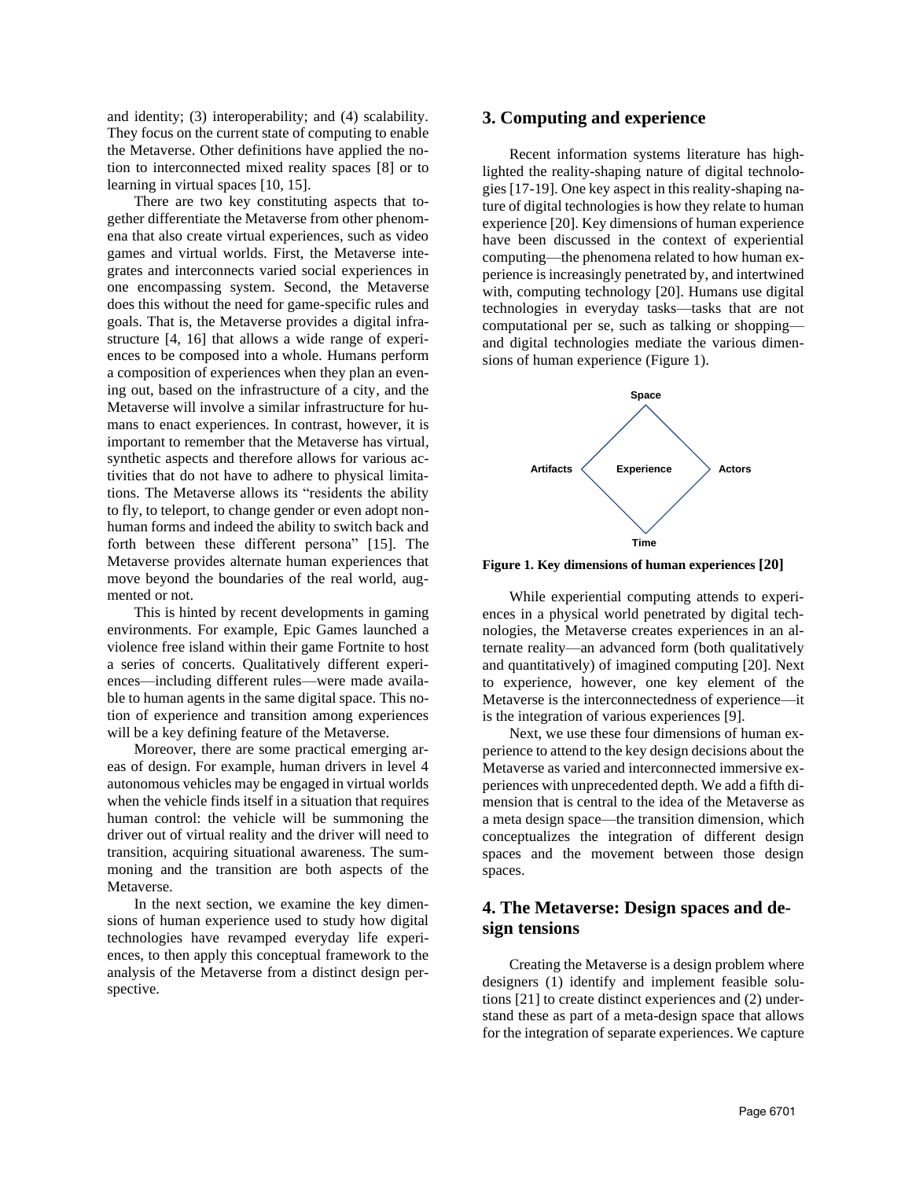and identity; (3) interoperability; and (4) scalability. They focus on the current state of computing to enable the Metaverse. Other definitions have applied the notion to interconnected mixed reality spaces [8] or to learning in virtual spaces [10, 15].

There are two key constituting aspects that together differentiate the Metaverse from other phenomena that also create virtual experiences, such as video games and virtual worlds. First, the Metaverse integrates and interconnects varied social experiences in one encompassing system. Second, the Metaverse does this without the need for game-specific rules and goals. That is, the Metaverse provides a digital infrastructure [4, 16] that allows a wide range of experiences to be composed into a whole. Humans perform a composition of experiences when they plan an evening out, based on the infrastructure of a city, and the Metaverse will involve a similar infrastructure for humans to enact experiences. In contrast, however, it is important to remember that the Metaverse has virtual, synthetic aspects and therefore allows for various activities that do not have to adhere to physical limitations. The Metaverse allows its "residents the ability to fly, to teleport, to change gender or even adopt non-human forms and indeed the ability to switch back and forth between these different persona" [15]. The Metaverse provides alternate human experiences that move beyond the boundaries of the real world, augmented or not.

This is hinted by recent developments in gaming environments. For example, Epic Games launched a violence free island within their game Fortnite to host a series of concerts. Qualitatively different experiences—including different rules—were made available to human agents in the same digital space. This notion of experience and transition among experiences will be a key defining feature of the Metaverse.

Moreover, there are some practical emerging areas of design. For example, human drivers in level 4 autonomous vehicles may be engaged in virtual worlds when the vehicle finds itself in a situation that requires human control: the vehicle will be summoning the driver out of virtual reality and the driver will need to transition, acquiring situational awareness. The summoning and the transition are both aspects of the Metaverse.

In the next section, we examine the key dimensions of human experience used to study how digital technologies have revamped everyday life experiences, to then apply this conceptual framework to the analysis of the Metaverse from a distinct design perspective.

## 3. Computing and experience

Recent information systems literature has highlighted the reality-shaping nature of digital technologies [17-19]. One key aspect in this reality-shaping nature of digital technologies is how they relate to human experience [20]. Key dimensions of human experience have been discussed in the context of experiential computing—the phenomena related to how human experience is increasingly penetrated by, and intertwined with, computing technology [20]. Humans use digital technologies in everyday tasks—tasks that are not computational per se, such as talking or shopping—and digital technologies mediate the various dimensions of human experience (Figure 1).

Space

Artifacts — Experience — Actors

Time

**Figure 1. Key dimensions of human experiences [20]**

While experiential computing attends to experiences in a physical world penetrated by digital technologies, the Metaverse creates experiences in an alternate reality—an advanced form (both qualitatively and quantitatively) of imagined computing [20]. Next to experience, however, one key element of the Metaverse is the interconnectedness of experience—it is the integration of various experiences [9].

Next, we use these four dimensions of human experience to attend to the key design decisions about the Metaverse as varied and interconnected immersive experiences with unprecedented depth. We add a fifth dimension that is central to the idea of the Metaverse as a meta design space—the transition dimension, which conceptualizes the integration of different design spaces and the movement between those design spaces.

## 4. The Metaverse: Design spaces and design tensions

Creating the Metaverse is a design problem where designers (1) identify and implement feasible solutions [21] to create distinct experiences and (2) understand these as part of a meta-design space that allows for the integration of separate experiences. We capture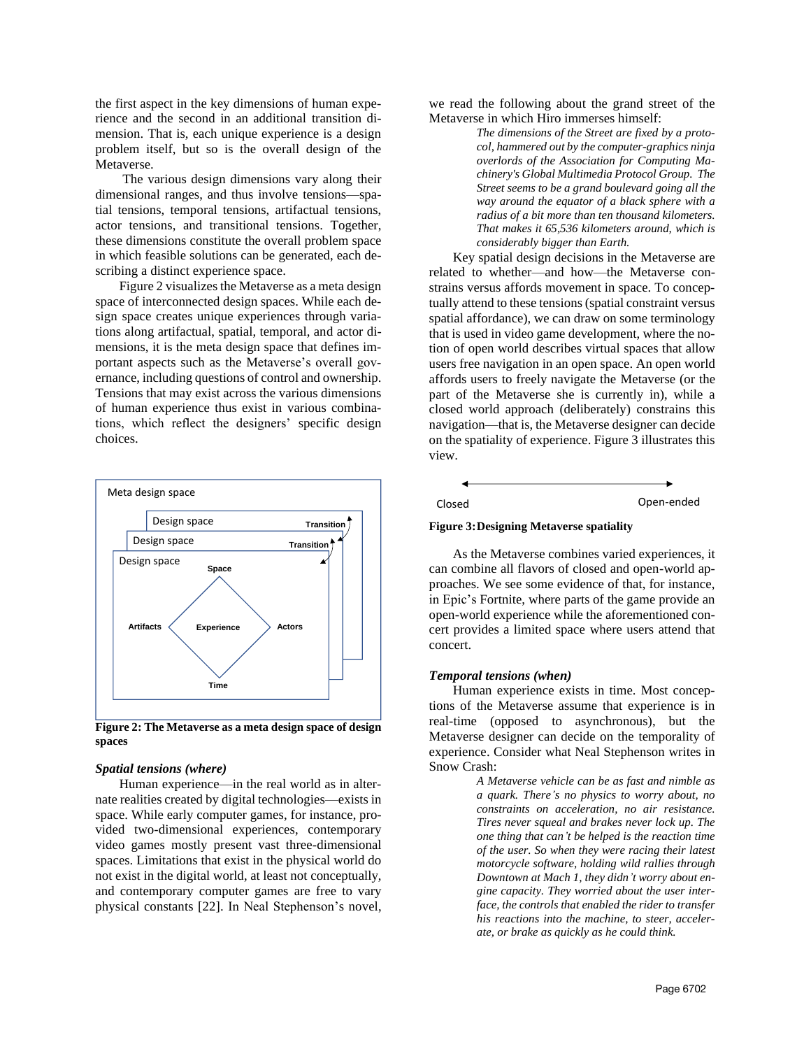the first aspect in the key dimensions of human experience and the second in an additional transition dimension. That is, each unique experience is a design problem itself, but so is the overall design of the Metaverse.

The various design dimensions vary along their dimensional ranges, and thus involve tensions—spatial tensions, temporal tensions, artifactual tensions, actor tensions, and transitional tensions. Together, these dimensions constitute the overall problem space in which feasible solutions can be generated, each describing a distinct experience space.

Figure 2 visualizes the Metaverse as a meta design space of interconnected design spaces. While each design space creates unique experiences through variations along artifactual, spatial, temporal, and actor dimensions, it is the meta design space that defines important aspects such as the Metaverse's overall governance, including questions of control and ownership. Tensions that may exist across the various dimensions of human experience thus exist in various combinations, which reflect the designers' specific design choices.

Meta design space

Design space — Transition

Design space — Transition

Design space: Space, Artifacts, Experience, Actors, Time

**Figure 2: The Metaverse as a meta design space of design spaces**

### *Spatial tensions (where)*

Human experience—in the real world as in alternate realities created by digital technologies—exists in space. While early computer games, for instance, provided two-dimensional experiences, contemporary video games mostly present vast three-dimensional spaces. Limitations that exist in the physical world do not exist in the digital world, at least not conceptually, and contemporary computer games are free to vary physical constants [22]. In Neal Stephenson's novel, we read the following about the grand street of the Metaverse in which Hiro immerses himself:

> *The dimensions of the Street are fixed by a protocol, hammered out by the computer-graphics ninja overlords of the Association for Computing Machinery's Global Multimedia Protocol Group. The Street seems to be a grand boulevard going all the way around the equator of a black sphere with a radius of a bit more than ten thousand kilometers. That makes it 65,536 kilometers around, which is considerably bigger than Earth.*

Key spatial design decisions in the Metaverse are related to whether—and how—the Metaverse constrains versus affords movement in space. To conceptually attend to these tensions (spatial constraint versus spatial affordance), we can draw on some terminology that is used in video game development, where the notion of open world describes virtual spaces that allow users free navigation in an open space. An open world affords users to freely navigate the Metaverse (or the part of the Metaverse she is currently in), while a closed world approach (deliberately) constrains this navigation—that is, the Metaverse designer can decide on the spatiality of experience. Figure 3 illustrates this view.

Closed ⟷ Open-ended

**Figure 3: Designing Metaverse spatiality**

As the Metaverse combines varied experiences, it can combine all flavors of closed and open-world approaches. We see some evidence of that, for instance, in Epic's Fortnite, where parts of the game provide an open-world experience while the aforementioned concert provides a limited space where users attend that concert.

### *Temporal tensions (when)*

Human experience exists in time. Most conceptions of the Metaverse assume that experience is in real-time (opposed to asynchronous), but the Metaverse designer can decide on the temporality of experience. Consider what Neal Stephenson writes in Snow Crash:

> *A Metaverse vehicle can be as fast and nimble as a quark. There's no physics to worry about, no constraints on acceleration, no air resistance. Tires never squeal and brakes never lock up. The one thing that can't be helped is the reaction time of the user. So when they were racing their latest motorcycle software, holding wild rallies through Downtown at Mach 1, they didn't worry about engine capacity. They worried about the user interface, the controls that enabled the rider to transfer his reactions into the machine, to steer, accelerate, or brake as quickly as he could think.*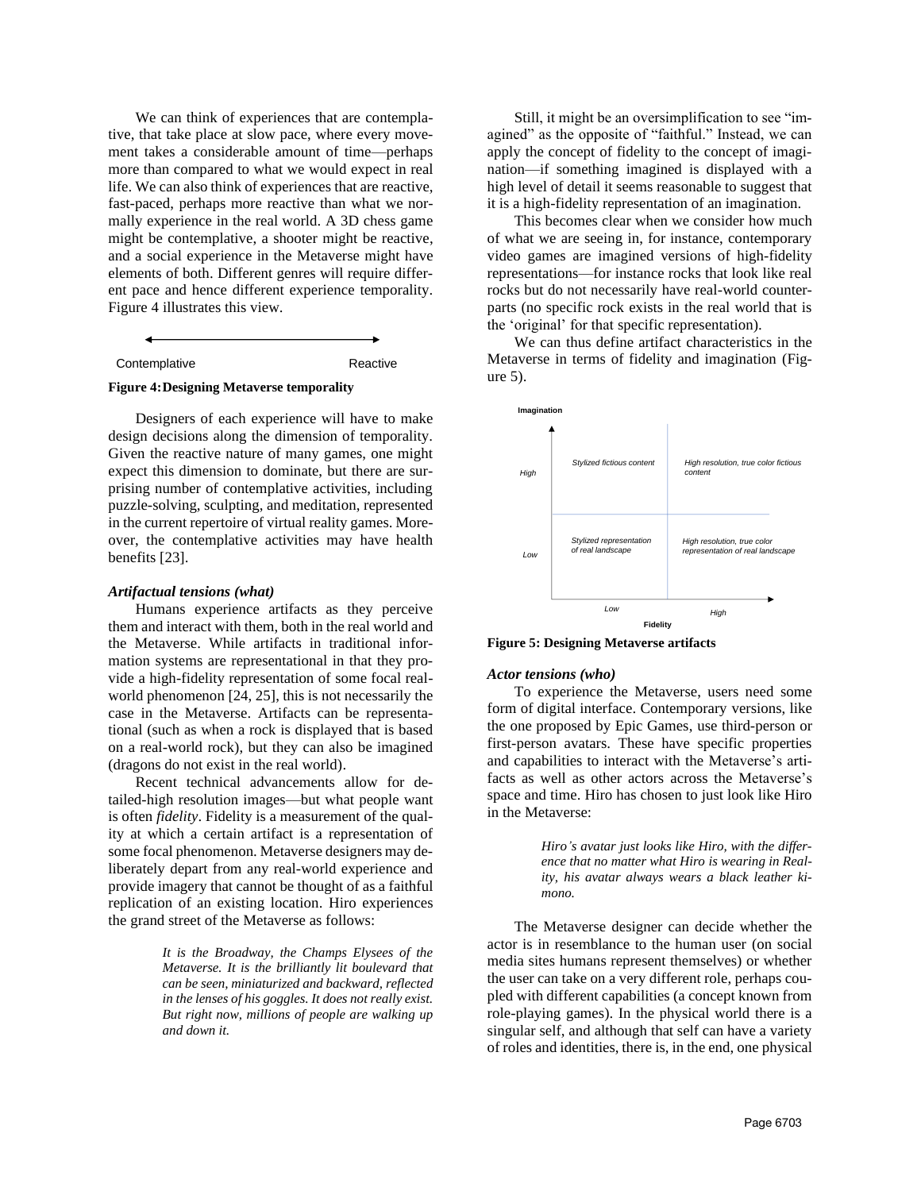We can think of experiences that are contemplative, that take place at slow pace, where every movement takes a considerable amount of time—perhaps more than compared to what we would expect in real life. We can also think of experiences that are reactive, fast-paced, perhaps more reactive than what we normally experience in the real world. A 3D chess game might be contemplative, a shooter might be reactive, and a social experience in the Metaverse might have elements of both. Different genres will require different pace and hence different experience temporality. Figure 4 illustrates this view.

Contemplative ⟷ Reactive

**Figure 4: Designing Metaverse temporality**

Designers of each experience will have to make design decisions along the dimension of temporality. Given the reactive nature of many games, one might expect this dimension to dominate, but there are surprising number of contemplative activities, including puzzle-solving, sculpting, and meditation, represented in the current repertoire of virtual reality games. Moreover, the contemplative activities may have health benefits [23].

### *Artifactual tensions (what)*

Humans experience artifacts as they perceive them and interact with them, both in the real world and the Metaverse. While artifacts in traditional information systems are representational in that they provide a high-fidelity representation of some focal real-world phenomenon [24, 25], this is not necessarily the case in the Metaverse. Artifacts can be representational (such as when a rock is displayed that is based on a real-world rock), but they can also be imagined (dragons do not exist in the real world).

Recent technical advancements allow for detailed-high resolution images—but what people want is often *fidelity*. Fidelity is a measurement of the quality at which a certain artifact is a representation of some focal phenomenon. Metaverse designers may deliberately depart from any real-world experience and provide imagery that cannot be thought of as a faithful replication of an existing location. Hiro experiences the grand street of the Metaverse as follows:

> *It is the Broadway, the Champs Elysees of the Metaverse. It is the brilliantly lit boulevard that can be seen, miniaturized and backward, reflected in the lenses of his goggles. It does not really exist. But right now, millions of people are walking up and down it.*

Still, it might be an oversimplification to see "imagined" as the opposite of "faithful." Instead, we can apply the concept of fidelity to the concept of imagination—if something imagined is displayed with a high level of detail it seems reasonable to suggest that it is a high-fidelity representation of an imagination.

This becomes clear when we consider how much of what we are seeing in, for instance, contemporary video games are imagined versions of high-fidelity representations—for instance rocks that look like real rocks but do not necessarily have real-world counterparts (no specific rock exists in the real world that is the 'original' for that specific representation).

We can thus define artifact characteristics in the Metaverse in terms of fidelity and imagination (Figure 5).

| Imagination \ Fidelity | Low | High |
| --- | --- | --- |
| High | *Stylized fictious content* | *High resolution, true color fictious content* |
| Low | *Stylized representation of real landscape* | *High resolution, true color representation of real landscape* |

**Figure 5: Designing Metaverse artifacts**

### *Actor tensions (who)*

To experience the Metaverse, users need some form of digital interface. Contemporary versions, like the one proposed by Epic Games, use third-person or first-person avatars. These have specific properties and capabilities to interact with the Metaverse's artifacts as well as other actors across the Metaverse's space and time. Hiro has chosen to just look like Hiro in the Metaverse:

> *Hiro's avatar just looks like Hiro, with the difference that no matter what Hiro is wearing in Reality, his avatar always wears a black leather kimono.*

The Metaverse designer can decide whether the actor is in resemblance to the human user (on social media sites humans represent themselves) or whether the user can take on a very different role, perhaps coupled with different capabilities (a concept known from role-playing games). In the physical world there is a singular self, and although that self can have a variety of roles and identities, there is, in the end, one physical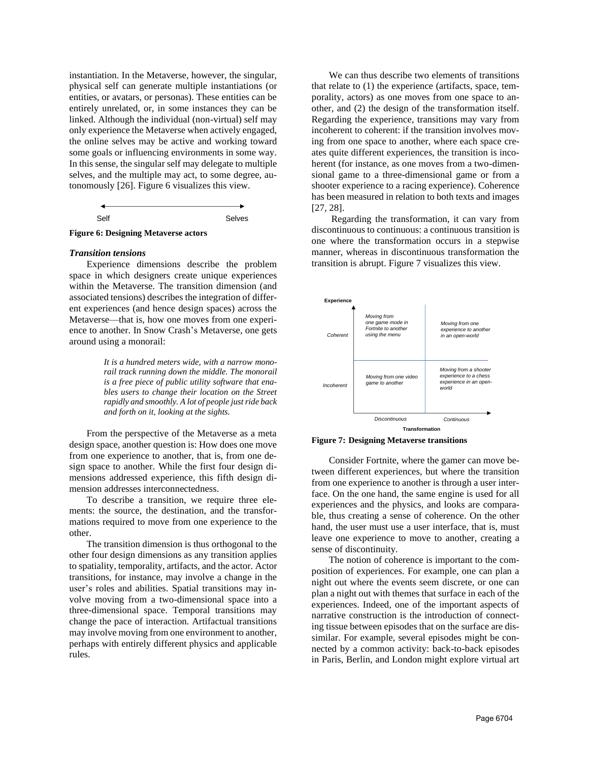instantiation. In the Metaverse, however, the singular, physical self can generate multiple instantiations (or entities, or avatars, or personas). These entities can be entirely unrelated, or, in some instances they can be linked. Although the individual (non-virtual) self may only experience the Metaverse when actively engaged, the online selves may be active and working toward some goals or influencing environments in some way. In this sense, the singular self may delegate to multiple selves, and the multiple may act, to some degree, autonomously [26]. Figure 6 visualizes this view.

Self ⟷ Selves

**Figure 6: Designing Metaverse actors**

***Transition tensions***

Experience dimensions describe the problem space in which designers create unique experiences within the Metaverse. The transition dimension (and associated tensions) describes the integration of different experiences (and hence design spaces) across the Metaverse—that is, how one moves from one experience to another. In Snow Crash's Metaverse, one gets around using a monorail:

> *It is a hundred meters wide, with a narrow monorail track running down the middle. The monorail is a free piece of public utility software that enables users to change their location on the Street rapidly and smoothly. A lot of people just ride back and forth on it, looking at the sights.*

From the perspective of the Metaverse as a meta design space, another question is: How does one move from one experience to another, that is, from one design space to another. While the first four design dimensions addressed experience, this fifth design dimension addresses interconnectedness.

To describe a transition, we require three elements: the source, the destination, and the transformations required to move from one experience to the other.

The transition dimension is thus orthogonal to the other four design dimensions as any transition applies to spatiality, temporality, artifacts, and the actor. Actor transitions, for instance, may involve a change in the user's roles and abilities. Spatial transitions may involve moving from a two-dimensional space into a three-dimensional space. Temporal transitions may change the pace of interaction. Artifactual transitions may involve moving from one environment to another, perhaps with entirely different physics and applicable rules.

We can thus describe two elements of transitions that relate to (1) the experience (artifacts, space, temporality, actors) as one moves from one space to another, and (2) the design of the transformation itself. Regarding the experience, transitions may vary from incoherent to coherent: if the transition involves moving from one space to another, where each space creates quite different experiences, the transition is incoherent (for instance, as one moves from a two-dimensional game to a three-dimensional game or from a shooter experience to a racing experience). Coherence has been measured in relation to both texts and images [27, 28].

Regarding the transformation, it can vary from discontinuous to continuous: a continuous transition is one where the transformation occurs in a stepwise manner, whereas in discontinuous transformation the transition is abrupt. Figure 7 visualizes this view.

| Experience \ Transformation | Discontinuous | Continuous |
| --- | --- | --- |
| Coherent | *Moving from one game mode in Fortnite to another using the menu* | *Moving from one experience to another in an open-world* |
| Incoherent | *Moving from one video game to another* | *Moving from a shooter experience to a chess experience in an open-world* |

**Figure 7: Designing Metaverse transitions**

Consider Fortnite, where the gamer can move between different experiences, but where the transition from one experience to another is through a user interface. On the one hand, the same engine is used for all experiences and the physics, and looks are comparable, thus creating a sense of coherence. On the other hand, the user must use a user interface, that is, must leave one experience to move to another, creating a sense of discontinuity.

The notion of coherence is important to the composition of experiences. For example, one can plan a night out where the events seem discrete, or one can plan a night out with themes that surface in each of the experiences. Indeed, one of the important aspects of narrative construction is the introduction of connecting tissue between episodes that on the surface are dissimilar. For example, several episodes might be connected by a common activity: back-to-back episodes in Paris, Berlin, and London might explore virtual art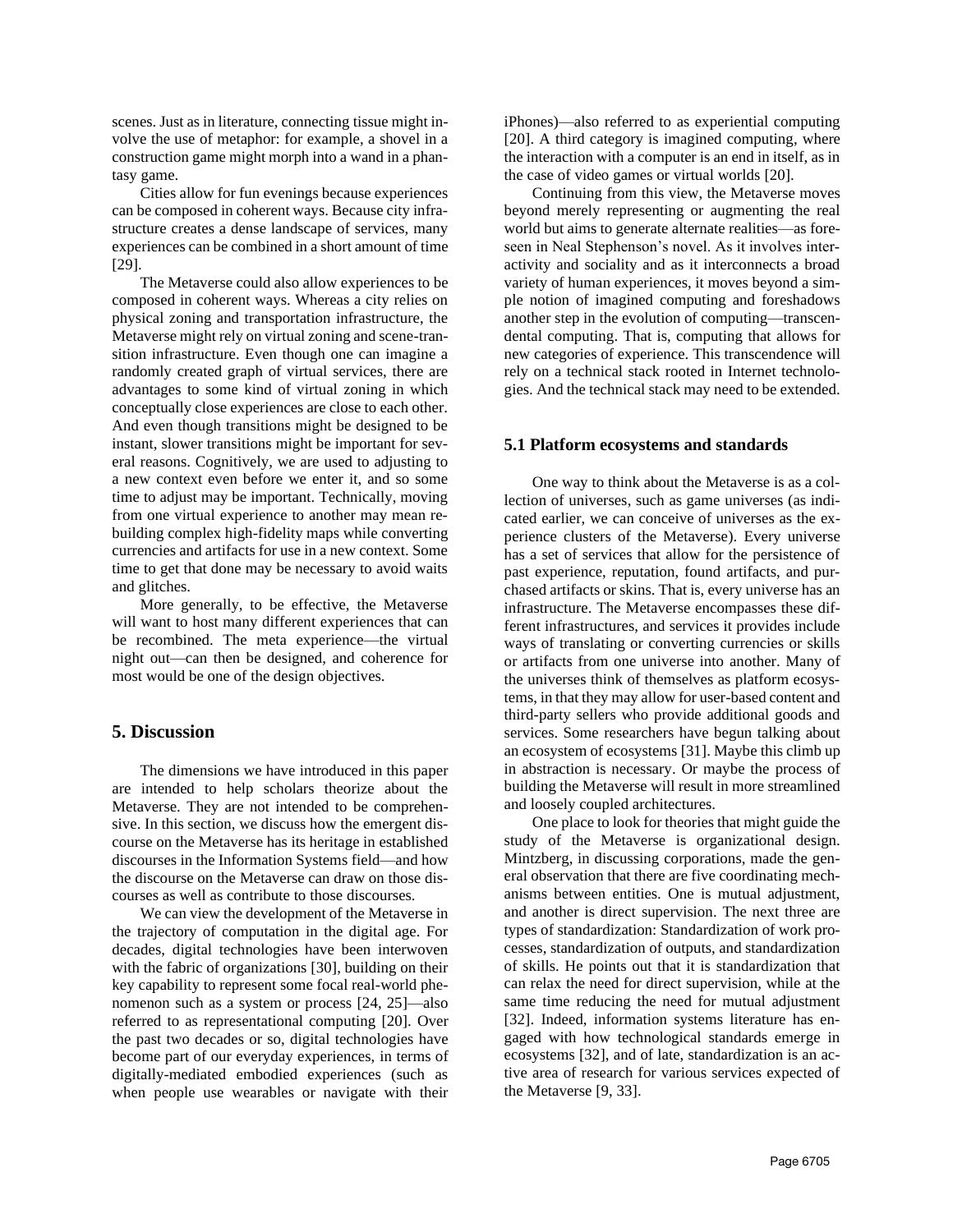scenes. Just as in literature, connecting tissue might involve the use of metaphor: for example, a shovel in a construction game might morph into a wand in a phantasy game.

Cities allow for fun evenings because experiences can be composed in coherent ways. Because city infrastructure creates a dense landscape of services, many experiences can be combined in a short amount of time [29].

The Metaverse could also allow experiences to be composed in coherent ways. Whereas a city relies on physical zoning and transportation infrastructure, the Metaverse might rely on virtual zoning and scene-transition infrastructure. Even though one can imagine a randomly created graph of virtual services, there are advantages to some kind of virtual zoning in which conceptually close experiences are close to each other. And even though transitions might be designed to be instant, slower transitions might be important for several reasons. Cognitively, we are used to adjusting to a new context even before we enter it, and so some time to adjust may be important. Technically, moving from one virtual experience to another may mean rebuilding complex high-fidelity maps while converting currencies and artifacts for use in a new context. Some time to get that done may be necessary to avoid waits and glitches.

More generally, to be effective, the Metaverse will want to host many different experiences that can be recombined. The meta experience—the virtual night out—can then be designed, and coherence for most would be one of the design objectives.

## 5. Discussion

The dimensions we have introduced in this paper are intended to help scholars theorize about the Metaverse. They are not intended to be comprehensive. In this section, we discuss how the emergent discourse on the Metaverse has its heritage in established discourses in the Information Systems field—and how the discourse on the Metaverse can draw on those discourses as well as contribute to those discourses.

We can view the development of the Metaverse in the trajectory of computation in the digital age. For decades, digital technologies have been interwoven with the fabric of organizations [30], building on their key capability to represent some focal real-world phenomenon such as a system or process [24, 25]—also referred to as representational computing [20]. Over the past two decades or so, digital technologies have become part of our everyday experiences, in terms of digitally-mediated embodied experiences (such as when people use wearables or navigate with their iPhones)—also referred to as experiential computing [20]. A third category is imagined computing, where the interaction with a computer is an end in itself, as in the case of video games or virtual worlds [20].

Continuing from this view, the Metaverse moves beyond merely representing or augmenting the real world but aims to generate alternate realities—as foreseen in Neal Stephenson's novel. As it involves interactivity and sociality and as it interconnects a broad variety of human experiences, it moves beyond a simple notion of imagined computing and foreshadows another step in the evolution of computing—transcendental computing. That is, computing that allows for new categories of experience. This transcendence will rely on a technical stack rooted in Internet technologies. And the technical stack may need to be extended.

### 5.1 Platform ecosystems and standards

One way to think about the Metaverse is as a collection of universes, such as game universes (as indicated earlier, we can conceive of universes as the experience clusters of the Metaverse). Every universe has a set of services that allow for the persistence of past experience, reputation, found artifacts, and purchased artifacts or skins. That is, every universe has an infrastructure. The Metaverse encompasses these different infrastructures, and services it provides include ways of translating or converting currencies or skills or artifacts from one universe into another. Many of the universes think of themselves as platform ecosystems, in that they may allow for user-based content and third-party sellers who provide additional goods and services. Some researchers have begun talking about an ecosystem of ecosystems [31]. Maybe this climb up in abstraction is necessary. Or maybe the process of building the Metaverse will result in more streamlined and loosely coupled architectures.

One place to look for theories that might guide the study of the Metaverse is organizational design. Mintzberg, in discussing corporations, made the general observation that there are five coordinating mechanisms between entities. One is mutual adjustment, and another is direct supervision. The next three are types of standardization: Standardization of work processes, standardization of outputs, and standardization of skills. He points out that it is standardization that can relax the need for direct supervision, while at the same time reducing the need for mutual adjustment [32]. Indeed, information systems literature has engaged with how technological standards emerge in ecosystems [32], and of late, standardization is an active area of research for various services expected of the Metaverse [9, 33].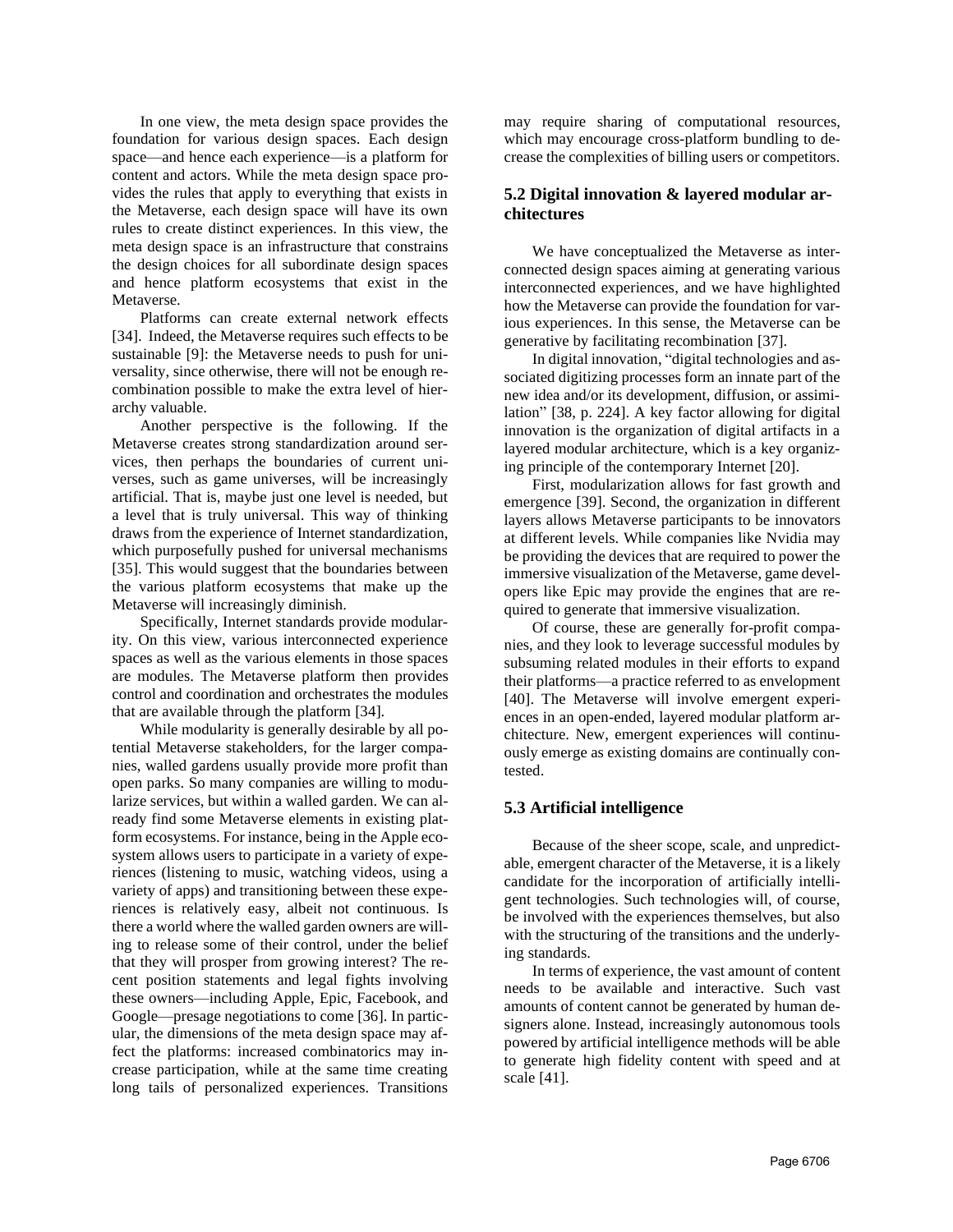In one view, the meta design space provides the foundation for various design spaces. Each design space—and hence each experience—is a platform for content and actors. While the meta design space provides the rules that apply to everything that exists in the Metaverse, each design space will have its own rules to create distinct experiences. In this view, the meta design space is an infrastructure that constrains the design choices for all subordinate design spaces and hence platform ecosystems that exist in the Metaverse.

Platforms can create external network effects [34]. Indeed, the Metaverse requires such effects to be sustainable [9]: the Metaverse needs to push for universality, since otherwise, there will not be enough recombination possible to make the extra level of hierarchy valuable.

Another perspective is the following. If the Metaverse creates strong standardization around services, then perhaps the boundaries of current universes, such as game universes, will be increasingly artificial. That is, maybe just one level is needed, but a level that is truly universal. This way of thinking draws from the experience of Internet standardization, which purposefully pushed for universal mechanisms [35]. This would suggest that the boundaries between the various platform ecosystems that make up the Metaverse will increasingly diminish.

Specifically, Internet standards provide modularity. On this view, various interconnected experience spaces as well as the various elements in those spaces are modules. The Metaverse platform then provides control and coordination and orchestrates the modules that are available through the platform [34].

While modularity is generally desirable by all potential Metaverse stakeholders, for the larger companies, walled gardens usually provide more profit than open parks. So many companies are willing to modularize services, but within a walled garden. We can already find some Metaverse elements in existing platform ecosystems. For instance, being in the Apple ecosystem allows users to participate in a variety of experiences (listening to music, watching videos, using a variety of apps) and transitioning between these experiences is relatively easy, albeit not continuous. Is there a world where the walled garden owners are willing to release some of their control, under the belief that they will prosper from growing interest? The recent position statements and legal fights involving these owners—including Apple, Epic, Facebook, and Google—presage negotiations to come [36]. In particular, the dimensions of the meta design space may affect the platforms: increased combinatorics may increase participation, while at the same time creating long tails of personalized experiences. Transitions may require sharing of computational resources, which may encourage cross-platform bundling to decrease the complexities of billing users or competitors.

### 5.2 Digital innovation & layered modular architectures

We have conceptualized the Metaverse as interconnected design spaces aiming at generating various interconnected experiences, and we have highlighted how the Metaverse can provide the foundation for various experiences. In this sense, the Metaverse can be generative by facilitating recombination [37].

In digital innovation, "digital technologies and associated digitizing processes form an innate part of the new idea and/or its development, diffusion, or assimilation" [38, p. 224]. A key factor allowing for digital innovation is the organization of digital artifacts in a layered modular architecture, which is a key organizing principle of the contemporary Internet [20].

First, modularization allows for fast growth and emergence [39]. Second, the organization in different layers allows Metaverse participants to be innovators at different levels. While companies like Nvidia may be providing the devices that are required to power the immersive visualization of the Metaverse, game developers like Epic may provide the engines that are required to generate that immersive visualization.

Of course, these are generally for-profit companies, and they look to leverage successful modules by subsuming related modules in their efforts to expand their platforms—a practice referred to as envelopment [40]. The Metaverse will involve emergent experiences in an open-ended, layered modular platform architecture. New, emergent experiences will continuously emerge as existing domains are continually contested.

### 5.3 Artificial intelligence

Because of the sheer scope, scale, and unpredictable, emergent character of the Metaverse, it is a likely candidate for the incorporation of artificially intelligent technologies. Such technologies will, of course, be involved with the experiences themselves, but also with the structuring of the transitions and the underlying standards.

In terms of experience, the vast amount of content needs to be available and interactive. Such vast amounts of content cannot be generated by human designers alone. Instead, increasingly autonomous tools powered by artificial intelligence methods will be able to generate high fidelity content with speed and at scale [41].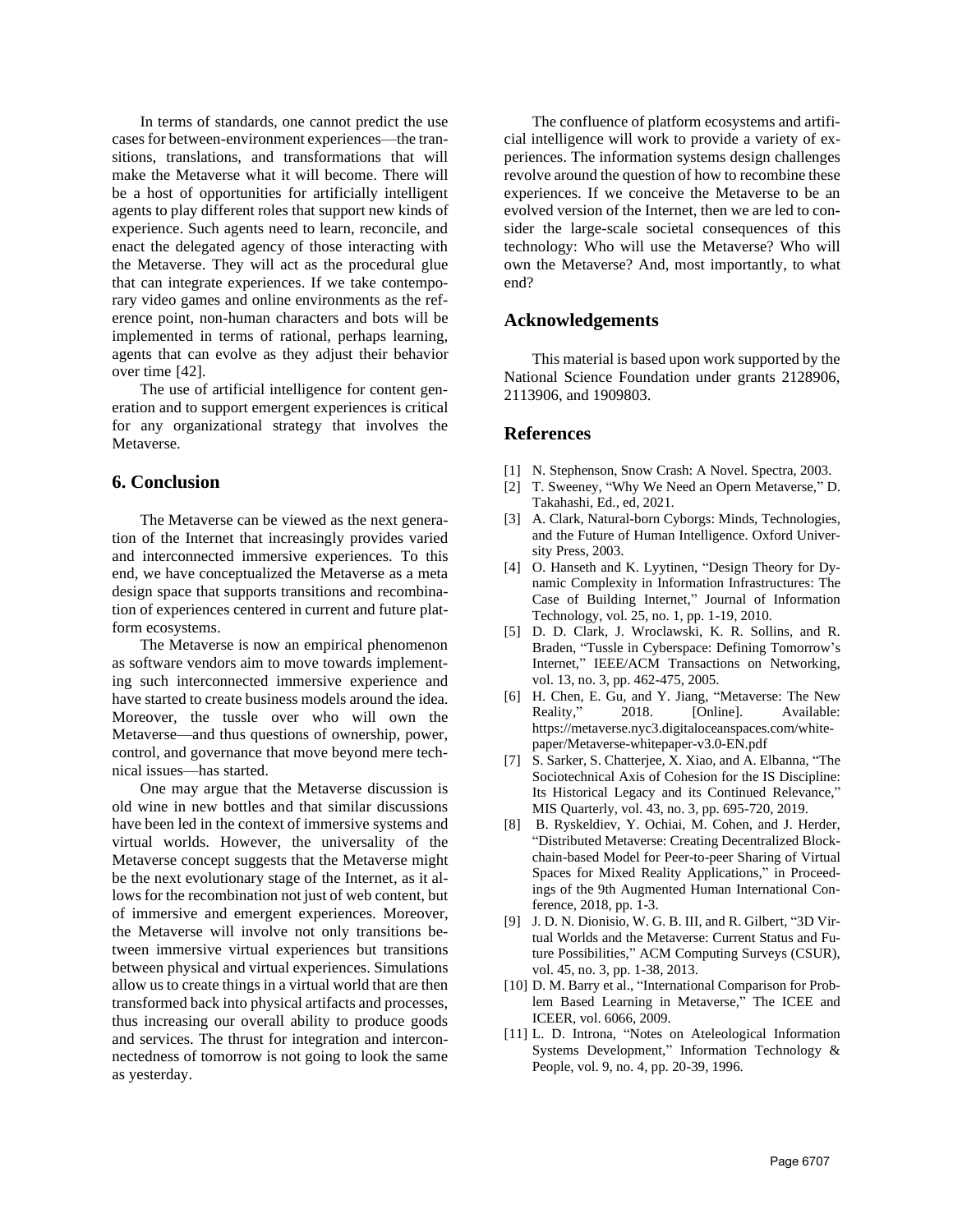In terms of standards, one cannot predict the use cases for between-environment experiences—the transitions, translations, and transformations that will make the Metaverse what it will become. There will be a host of opportunities for artificially intelligent agents to play different roles that support new kinds of experience. Such agents need to learn, reconcile, and enact the delegated agency of those interacting with the Metaverse. They will act as the procedural glue that can integrate experiences. If we take contemporary video games and online environments as the reference point, non-human characters and bots will be implemented in terms of rational, perhaps learning, agents that can evolve as they adjust their behavior over time [42].

The use of artificial intelligence for content generation and to support emergent experiences is critical for any organizational strategy that involves the Metaverse.

## 6. Conclusion

The Metaverse can be viewed as the next generation of the Internet that increasingly provides varied and interconnected immersive experiences. To this end, we have conceptualized the Metaverse as a meta design space that supports transitions and recombination of experiences centered in current and future platform ecosystems.

The Metaverse is now an empirical phenomenon as software vendors aim to move towards implementing such interconnected immersive experience and have started to create business models around the idea. Moreover, the tussle over who will own the Metaverse—and thus questions of ownership, power, control, and governance that move beyond mere technical issues—has started.

One may argue that the Metaverse discussion is old wine in new bottles and that similar discussions have been led in the context of immersive systems and virtual worlds. However, the universality of the Metaverse concept suggests that the Metaverse might be the next evolutionary stage of the Internet, as it allows for the recombination not just of web content, but of immersive and emergent experiences. Moreover, the Metaverse will involve not only transitions between immersive virtual experiences but transitions between physical and virtual experiences. Simulations allow us to create things in a virtual world that are then transformed back into physical artifacts and processes, thus increasing our overall ability to produce goods and services. The thrust for integration and interconnectedness of tomorrow is not going to look the same as yesterday.

The confluence of platform ecosystems and artificial intelligence will work to provide a variety of experiences. The information systems design challenges revolve around the question of how to recombine these experiences. If we conceive the Metaverse to be an evolved version of the Internet, then we are led to consider the large-scale societal consequences of this technology: Who will use the Metaverse? Who will own the Metaverse? And, most importantly, to what end?

## Acknowledgements

This material is based upon work supported by the National Science Foundation under grants 2128906, 2113906, and 1909803.

## References

[1] N. Stephenson, Snow Crash: A Novel. Spectra, 2003.

[2] T. Sweeney, "Why We Need an Opern Metaverse," D. Takahashi, Ed., ed, 2021.

[3] A. Clark, Natural-born Cyborgs: Minds, Technologies, and the Future of Human Intelligence. Oxford University Press, 2003.

[4] O. Hanseth and K. Lyytinen, "Design Theory for Dynamic Complexity in Information Infrastructures: The Case of Building Internet," Journal of Information Technology, vol. 25, no. 1, pp. 1-19, 2010.

[5] D. D. Clark, J. Wroclawski, K. R. Sollins, and R. Braden, "Tussle in Cyberspace: Defining Tomorrow's Internet," IEEE/ACM Transactions on Networking, vol. 13, no. 3, pp. 462-475, 2005.

[6] H. Chen, E. Gu, and Y. Jiang, "Metaverse: The New Reality," 2018. [Online]. Available: https://metaverse.nyc3.digitaloceanspaces.com/white-paper/Metaverse-whitepaper-v3.0-EN.pdf

[7] S. Sarker, S. Chatterjee, X. Xiao, and A. Elbanna, "The Sociotechnical Axis of Cohesion for the IS Discipline: Its Historical Legacy and its Continued Relevance," MIS Quarterly, vol. 43, no. 3, pp. 695-720, 2019.

[8] B. Ryskeldiev, Y. Ochiai, M. Cohen, and J. Herder, "Distributed Metaverse: Creating Decentralized Blockchain-based Model for Peer-to-peer Sharing of Virtual Spaces for Mixed Reality Applications," in Proceedings of the 9th Augmented Human International Conference, 2018, pp. 1-3.

[9] J. D. N. Dionisio, W. G. B. III, and R. Gilbert, "3D Virtual Worlds and the Metaverse: Current Status and Future Possibilities," ACM Computing Surveys (CSUR), vol. 45, no. 3, pp. 1-38, 2013.

[10] D. M. Barry et al., "International Comparison for Problem Based Learning in Metaverse," The ICEE and ICEER, vol. 6066, 2009.

[11] L. D. Introna, "Notes on Ateleological Information Systems Development," Information Technology & People, vol. 9, no. 4, pp. 20-39, 1996.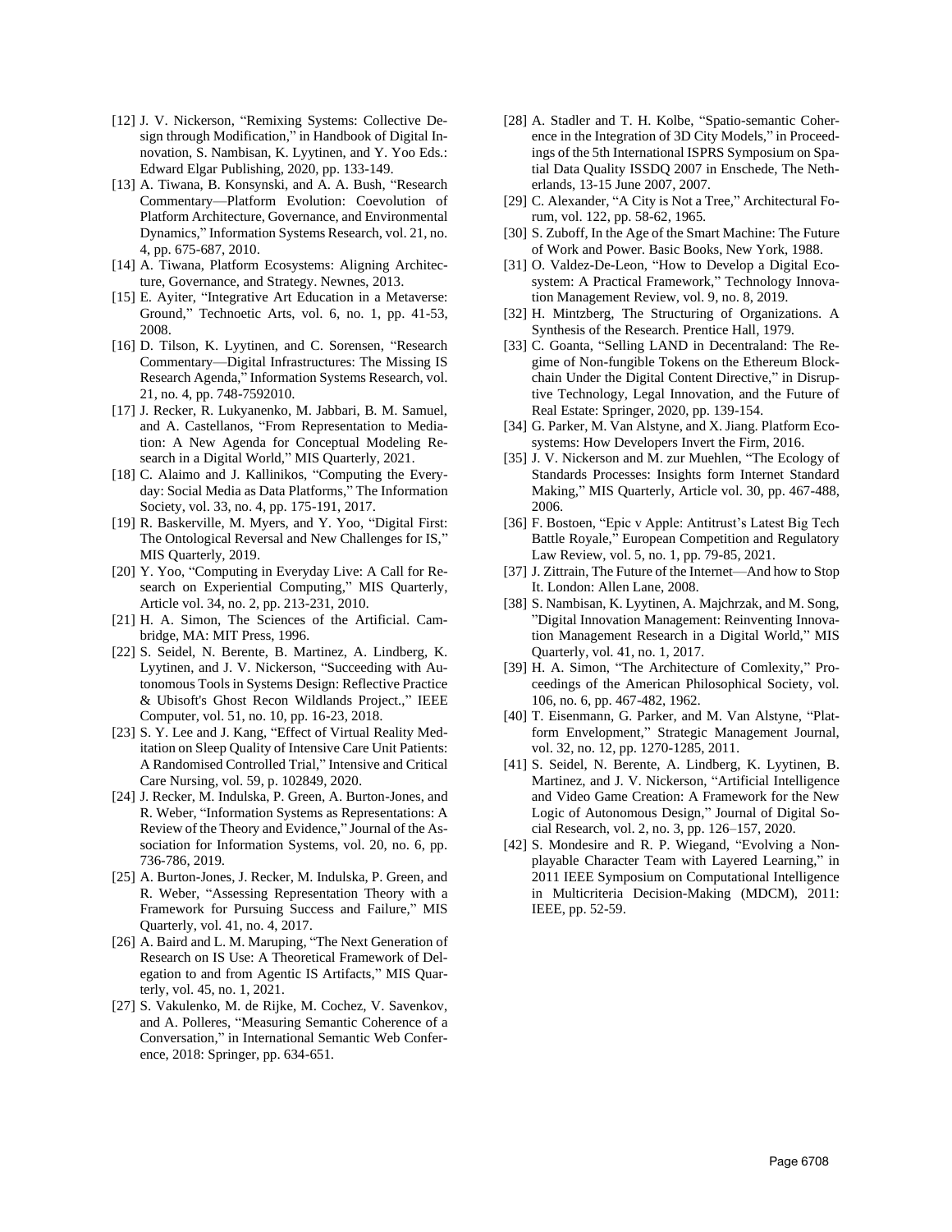[12] J. V. Nickerson, "Remixing Systems: Collective Design through Modification," in Handbook of Digital Innovation, S. Nambisan, K. Lyytinen, and Y. Yoo Eds.: Edward Elgar Publishing, 2020, pp. 133-149.

[13] A. Tiwana, B. Konsynski, and A. A. Bush, "Research Commentary—Platform Evolution: Coevolution of Platform Architecture, Governance, and Environmental Dynamics," Information Systems Research, vol. 21, no. 4, pp. 675-687, 2010.

[14] A. Tiwana, Platform Ecosystems: Aligning Architecture, Governance, and Strategy. Newnes, 2013.

[15] E. Ayiter, "Integrative Art Education in a Metaverse: Ground," Technoetic Arts, vol. 6, no. 1, pp. 41-53, 2008.

[16] D. Tilson, K. Lyytinen, and C. Sorensen, "Research Commentary—Digital Infrastructures: The Missing IS Research Agenda," Information Systems Research, vol. 21, no. 4, pp. 748-7592010.

[17] J. Recker, R. Lukyanenko, M. Jabbari, B. M. Samuel, and A. Castellanos, "From Representation to Mediation: A New Agenda for Conceptual Modeling Research in a Digital World," MIS Quarterly, 2021.

[18] C. Alaimo and J. Kallinikos, "Computing the Everyday: Social Media as Data Platforms," The Information Society, vol. 33, no. 4, pp. 175-191, 2017.

[19] R. Baskerville, M. Myers, and Y. Yoo, "Digital First: The Ontological Reversal and New Challenges for IS," MIS Quarterly, 2019.

[20] Y. Yoo, "Computing in Everyday Live: A Call for Research on Experiential Computing," MIS Quarterly, Article vol. 34, no. 2, pp. 213-231, 2010.

[21] H. A. Simon, The Sciences of the Artificial. Cambridge, MA: MIT Press, 1996.

[22] S. Seidel, N. Berente, B. Martinez, A. Lindberg, K. Lyytinen, and J. V. Nickerson, "Succeeding with Autonomous Tools in Systems Design: Reflective Practice & Ubisoft's Ghost Recon Wildlands Project.," IEEE Computer, vol. 51, no. 10, pp. 16-23, 2018.

[23] S. Y. Lee and J. Kang, "Effect of Virtual Reality Meditation on Sleep Quality of Intensive Care Unit Patients: A Randomised Controlled Trial," Intensive and Critical Care Nursing, vol. 59, p. 102849, 2020.

[24] J. Recker, M. Indulska, P. Green, A. Burton-Jones, and R. Weber, "Information Systems as Representations: A Review of the Theory and Evidence," Journal of the Association for Information Systems, vol. 20, no. 6, pp. 736-786, 2019.

[25] A. Burton-Jones, J. Recker, M. Indulska, P. Green, and R. Weber, "Assessing Representation Theory with a Framework for Pursuing Success and Failure," MIS Quarterly, vol. 41, no. 4, 2017.

[26] A. Baird and L. M. Maruping, "The Next Generation of Research on IS Use: A Theoretical Framework of Delegation to and from Agentic IS Artifacts," MIS Quarterly, vol. 45, no. 1, 2021.

[27] S. Vakulenko, M. de Rijke, M. Cochez, V. Savenkov, and A. Polleres, "Measuring Semantic Coherence of a Conversation," in International Semantic Web Conference, 2018: Springer, pp. 634-651.

[28] A. Stadler and T. H. Kolbe, "Spatio-semantic Coherence in the Integration of 3D City Models," in Proceedings of the 5th International ISPRS Symposium on Spatial Data Quality ISSDQ 2007 in Enschede, The Netherlands, 13-15 June 2007, 2007.

[29] C. Alexander, "A City is Not a Tree," Architectural Forum, vol. 122, pp. 58-62, 1965.

[30] S. Zuboff, In the Age of the Smart Machine: The Future of Work and Power. Basic Books, New York, 1988.

[31] O. Valdez-De-Leon, "How to Develop a Digital Ecosystem: A Practical Framework," Technology Innovation Management Review, vol. 9, no. 8, 2019.

[32] H. Mintzberg, The Structuring of Organizations. A Synthesis of the Research. Prentice Hall, 1979.

[33] C. Goanta, "Selling LAND in Decentraland: The Regime of Non-fungible Tokens on the Ethereum Blockchain Under the Digital Content Directive," in Disruptive Technology, Legal Innovation, and the Future of Real Estate: Springer, 2020, pp. 139-154.

[34] G. Parker, M. Van Alstyne, and X. Jiang. Platform Ecosystems: How Developers Invert the Firm, 2016.

[35] J. V. Nickerson and M. zur Muehlen, "The Ecology of Standards Processes: Insights form Internet Standard Making," MIS Quarterly, Article vol. 30, pp. 467-488, 2006.

[36] F. Bostoen, "Epic v Apple: Antitrust's Latest Big Tech Battle Royale," European Competition and Regulatory Law Review, vol. 5, no. 1, pp. 79-85, 2021.

[37] J. Zittrain, The Future of the Internet—And how to Stop It. London: Allen Lane, 2008.

[38] S. Nambisan, K. Lyytinen, A. Majchrzak, and M. Song, "Digital Innovation Management: Reinventing Innovation Management Research in a Digital World," MIS Quarterly, vol. 41, no. 1, 2017.

[39] H. A. Simon, "The Architecture of Comlexity," Proceedings of the American Philosophical Society, vol. 106, no. 6, pp. 467-482, 1962.

[40] T. Eisenmann, G. Parker, and M. Van Alstyne, "Platform Envelopment," Strategic Management Journal, vol. 32, no. 12, pp. 1270-1285, 2011.

[41] S. Seidel, N. Berente, A. Lindberg, K. Lyytinen, B. Martinez, and J. V. Nickerson, "Artificial Intelligence and Video Game Creation: A Framework for the New Logic of Autonomous Design," Journal of Digital Social Research, vol. 2, no. 3, pp. 126–157, 2020.

[42] S. Mondesire and R. P. Wiegand, "Evolving a Nonplayable Character Team with Layered Learning," in 2011 IEEE Symposium on Computational Intelligence in Multicriteria Decision-Making (MDCM), 2011: IEEE, pp. 52-59.